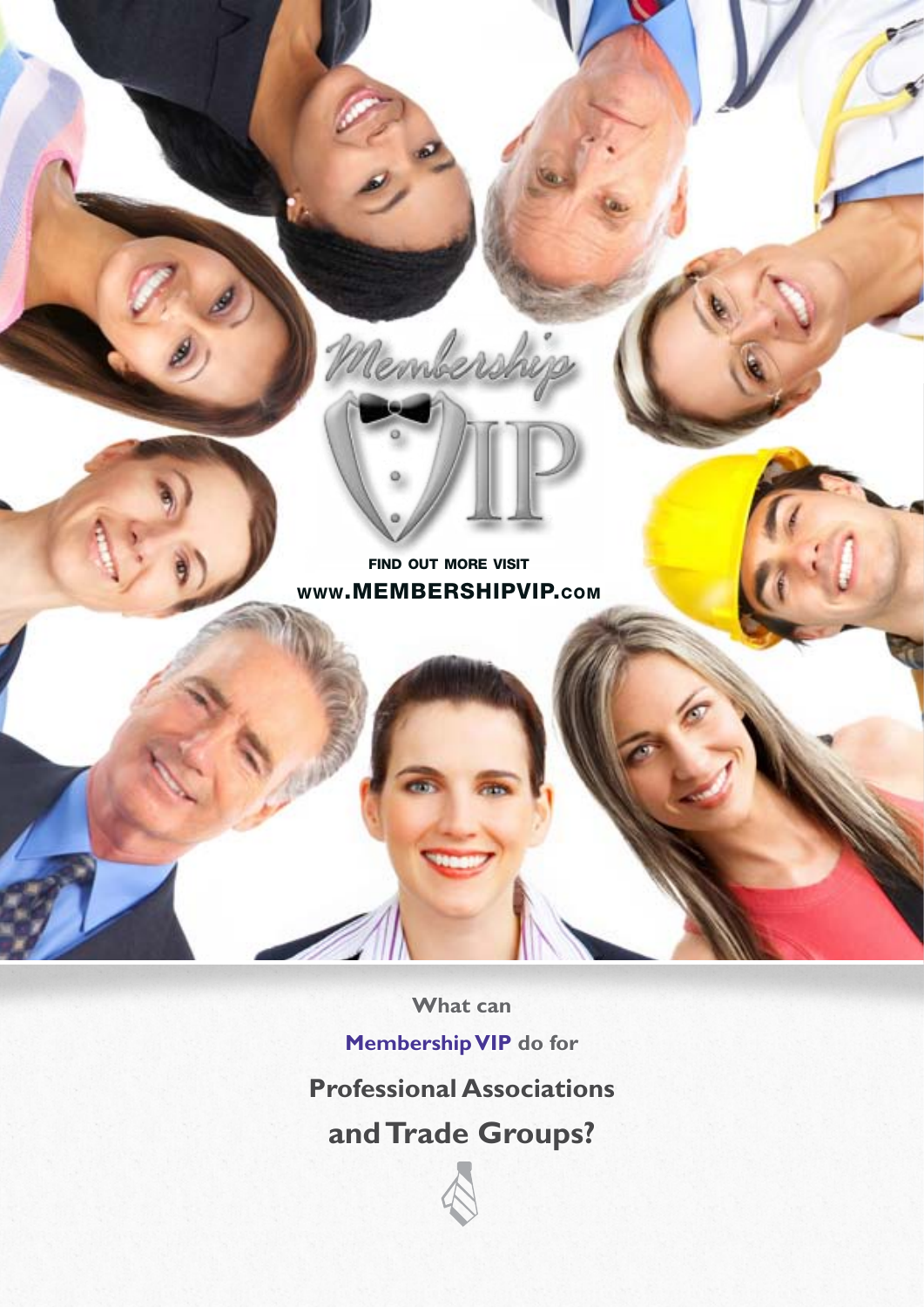Membership VIP

FIND OUT MORE VISIT
WWW.MEMBERSHIPVIP.COM

What can

**Membership VIP** do for

# Professional Associations and Trade Groups?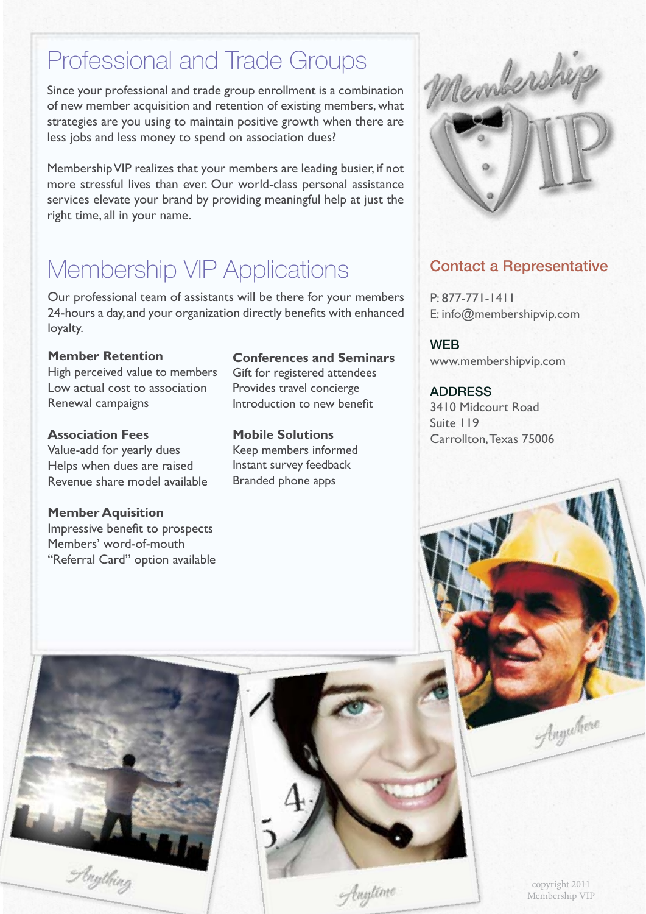# Professional and Trade Groups

Since your professional and trade group enrollment is a combination of new member acquisition and retention of existing members, what strategies are you using to maintain positive growth when there are less jobs and less money to spend on association dues?

Membership VIP realizes that your members are leading busier, if not more stressful lives than ever. Our world-class personal assistance services elevate your brand by providing meaningful help at just the right time, all in your name.

# Membership VIP Applications

Our professional team of assistants will be there for your members 24-hours a day, and your organization directly benefits with enhanced loyalty.

**Member Retention**
High perceived value to members
Low actual cost to association
Renewal campaigns

**Association Fees**
Value-add for yearly dues
Helps when dues are raised
Revenue share model available

**Member Aquisition**
Impressive benefit to prospects
Members' word-of-mouth
"Referral Card" option available

**Conferences and Seminars**
Gift for registered attendees
Provides travel concierge
Introduction to new benefit

**Mobile Solutions**
Keep members informed
Instant survey feedback
Branded phone apps

## Contact a Representative

P: 877-771-1411
E: info@membershipvip.com

**WEB**
www.membershipvip.com

**ADDRESS**
3410 Midcourt Road
Suite 119
Carrollton, Texas 75006

Anything

Anytime

Anywhere

copyright 2011
Membership VIP